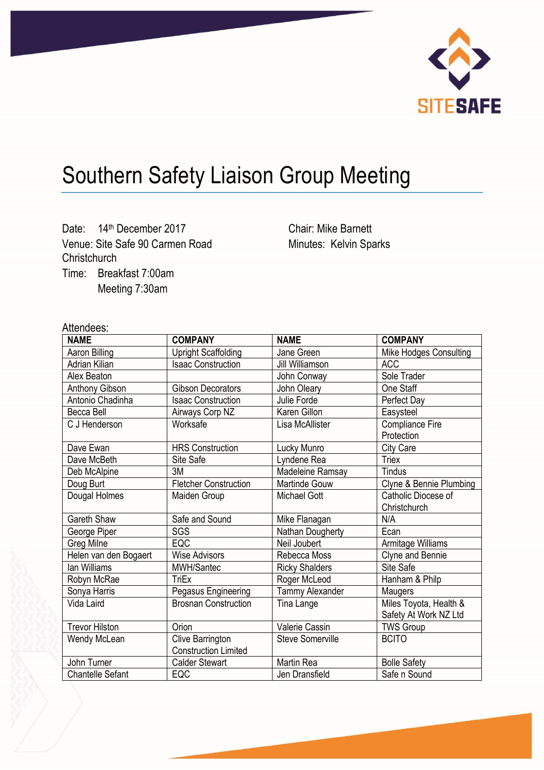SITESAFE

# Southern Safety Liaison Group Meeting

Date: 14th December 2017
Venue: Site Safe 90 Carmen Road Christchurch
Time: Breakfast 7:00am
Meeting 7:30am

Chair: Mike Barnett
Minutes: Kelvin Sparks

Attendees:

| NAME | COMPANY | NAME | COMPANY |
|---|---|---|---|
| Aaron Billing | Upright Scaffolding | Jane Green | Mike Hodges Consulting |
| Adrian Kilian | Isaac Construction | Jill Williamson | ACC |
| Alex Beaton | | John Conway | Sole Trader |
| Anthony Gibson | Gibson Decorators | John Oleary | One Staff |
| Antonio Chadinha | Isaac Construction | Julie Forde | Perfect Day |
| Becca Bell | Airways Corp NZ | Karen Gillon | Easysteel |
| C J Henderson | Worksafe | Lisa McAllister | Compliance Fire Protection |
| Dave Ewan | HRS Construction | Lucky Munro | City Care |
| Dave McBeth | Site Safe | Lyndene Rea | Triex |
| Deb McAlpine | 3M | Madeleine Ramsay | Tindus |
| Doug Burt | Fletcher Construction | Martinde Gouw | Clyne & Bennie Plumbing |
| Dougal Holmes | Maiden Group | Michael Gott | Catholic Diocese of Christchurch |
| Gareth Shaw | Safe and Sound | Mike Flanagan | N/A |
| George Piper | SGS | Nathan Dougherty | Ecan |
| Greg Milne | EQC | Neil Joubert | Armitage Williams |
| Helen van den Bogaert | Wise Advisors | Rebecca Moss | Clyne and Bennie |
| Ian Williams | MWH/Santec | Ricky Shalders | Site Safe |
| Robyn McRae | TriEx | Roger McLeod | Hanham & Philp |
| Sonya Harris | Pegasus Engineering | Tammy Alexander | Maugers |
| Vida Laird | Brosnan Construction | Tina Lange | Miles Toyota, Health & Safety At Work NZ Ltd |
| Trevor Hilston | Orion | Valerie Cassin | TWS Group |
| Wendy McLean | Clive Barrington Construction Limited | Steve Somerville | BCITO |
| John Turner | Calder Stewart | Martin Rea | Bolle Safety |
| Chantelle Sefant | EQC | Jen Dransfield | Safe n Sound |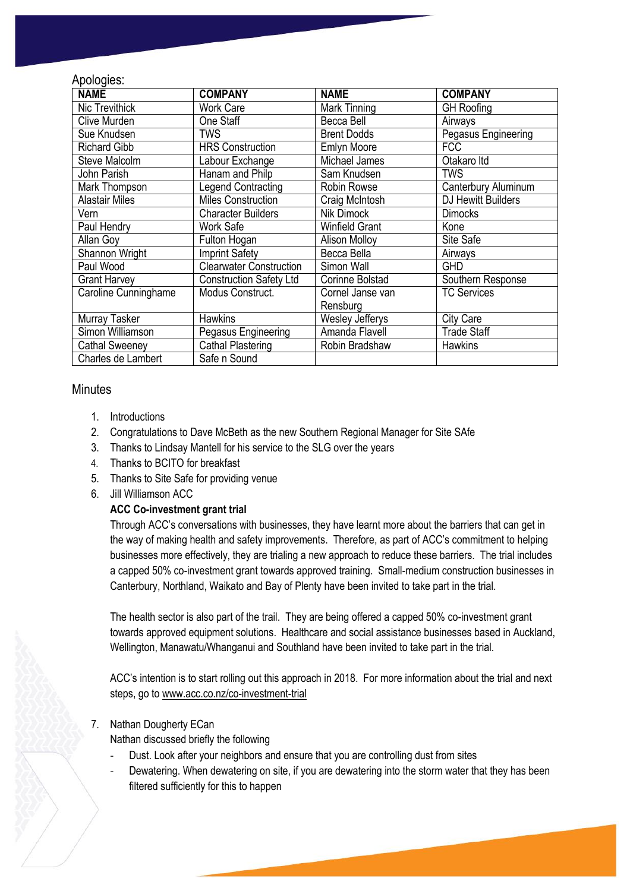Apologies:

| NAME | COMPANY | NAME | COMPANY |
|---|---|---|---|
| Nic Trevithick | Work Care | Mark Tinning | GH Roofing |
| Clive Murden | One Staff | Becca Bell | Airways |
| Sue Knudsen | TWS | Brent Dodds | Pegasus Engineering |
| Richard Gibb | HRS Construction | Emlyn Moore | FCC |
| Steve Malcolm | Labour Exchange | Michael James | Otakaro ltd |
| John Parish | Hanam and Philp | Sam Knudsen | TWS |
| Mark Thompson | Legend Contracting | Robin Rowse | Canterbury Aluminum |
| Alastair Miles | Miles Construction | Craig McIntosh | DJ Hewitt Builders |
| Vern | Character Builders | Nik Dimock | Dimocks |
| Paul Hendry | Work Safe | Winfield Grant | Kone |
| Allan Goy | Fulton Hogan | Alison Molloy | Site Safe |
| Shannon Wright | Imprint Safety | Becca Bella | Airways |
| Paul Wood | Clearwater Construction | Simon Wall | GHD |
| Grant Harvey | Construction Safety Ltd | Corinne Bolstad | Southern Response |
| Caroline Cunninghame | Modus Construct. | Cornel Janse van Rensburg | TC Services |
| Murray Tasker | Hawkins | Wesley Jefferys | City Care |
| Simon Williamson | Pegasus Engineering | Amanda Flavell | Trade Staff |
| Cathal Sweeney | Cathal Plastering | Robin Bradshaw | Hawkins |
| Charles de Lambert | Safe n Sound | | |

## Minutes

1. Introductions
2. Congratulations to Dave McBeth as the new Southern Regional Manager for Site SAfe
3. Thanks to Lindsay Mantell for his service to the SLG over the years
4. Thanks to BCITO for breakfast
5. Thanks to Site Safe for providing venue
6. Jill Williamson ACC

   **ACC Co-investment grant trial**

   Through ACC's conversations with businesses, they have learnt more about the barriers that can get in the way of making health and safety improvements. Therefore, as part of ACC's commitment to helping businesses more effectively, they are trialing a new approach to reduce these barriers. The trial includes a capped 50% co-investment grant towards approved training. Small-medium construction businesses in Canterbury, Northland, Waikato and Bay of Plenty have been invited to take part in the trial.

   The health sector is also part of the trail. They are being offered a capped 50% co-investment grant towards approved equipment solutions. Healthcare and social assistance businesses based in Auckland, Wellington, Manawatu/Whanganui and Southland have been invited to take part in the trial.

   ACC's intention is to start rolling out this approach in 2018. For more information about the trial and next steps, go to www.acc.co.nz/co-investment-trial

7. Nathan Dougherty ECan

   Nathan discussed briefly the following

   - Dust. Look after your neighbors and ensure that you are controlling dust from sites
   - Dewatering. When dewatering on site, if you are dewatering into the storm water that they has been filtered sufficiently for this to happen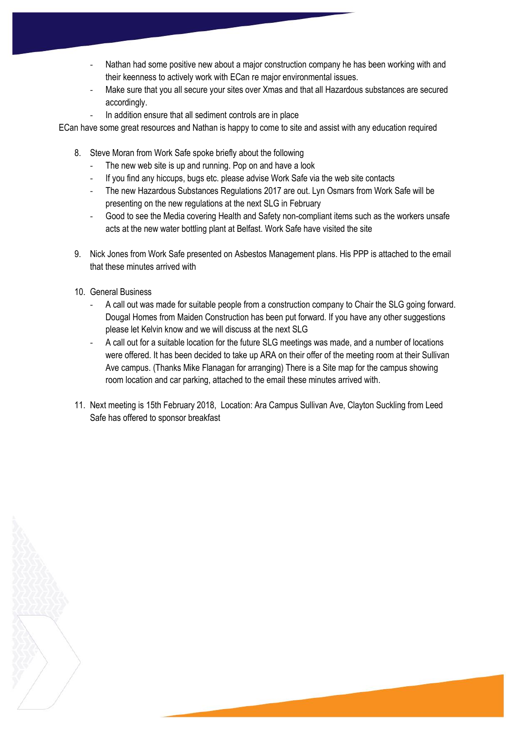- Nathan had some positive new about a major construction company he has been working with and their keenness to actively work with ECan re major environmental issues.
- Make sure that you all secure your sites over Xmas and that all Hazardous substances are secured accordingly.
- In addition ensure that all sediment controls are in place

ECan have some great resources and Nathan is happy to come to site and assist with any education required

8. Steve Moran from Work Safe spoke briefly about the following
   - The new web site is up and running. Pop on and have a look
   - If you find any hiccups, bugs etc. please advise Work Safe via the web site contacts
   - The new Hazardous Substances Regulations 2017 are out. Lyn Osmars from Work Safe will be presenting on the new regulations at the next SLG in February
   - Good to see the Media covering Health and Safety non-compliant items such as the workers unsafe acts at the new water bottling plant at Belfast. Work Safe have visited the site

9. Nick Jones from Work Safe presented on Asbestos Management plans. His PPP is attached to the email that these minutes arrived with

10. General Business
    - A call out was made for suitable people from a construction company to Chair the SLG going forward. Dougal Homes from Maiden Construction has been put forward. If you have any other suggestions please let Kelvin know and we will discuss at the next SLG
    - A call out for a suitable location for the future SLG meetings was made, and a number of locations were offered. It has been decided to take up ARA on their offer of the meeting room at their Sullivan Ave campus. (Thanks Mike Flanagan for arranging) There is a Site map for the campus showing room location and car parking, attached to the email these minutes arrived with.

11. Next meeting is 15th February 2018, Location: Ara Campus Sullivan Ave, Clayton Suckling from Leed Safe has offered to sponsor breakfast